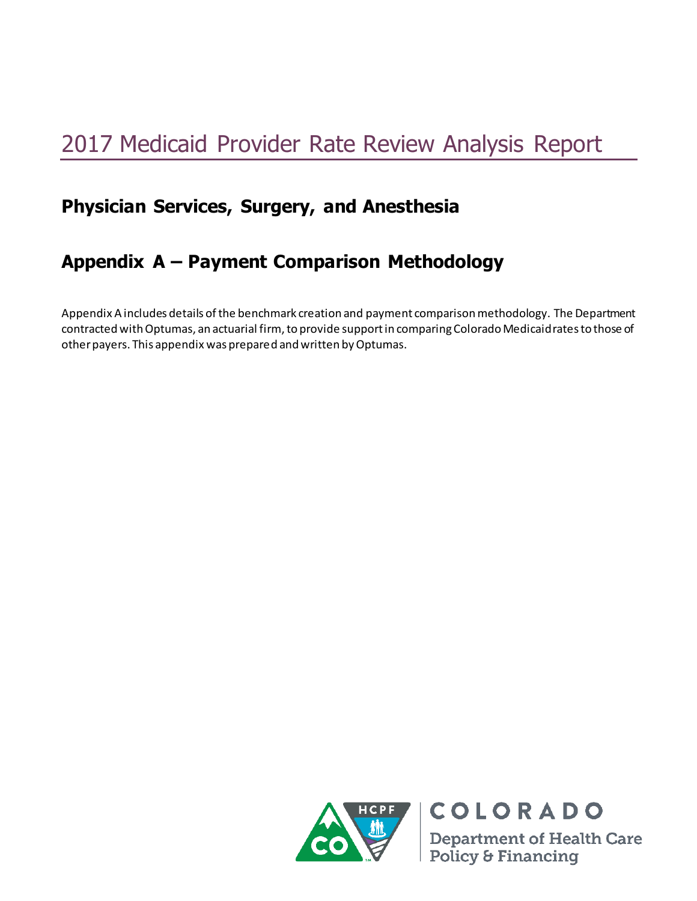# 2017 Medicaid Provider Rate Review Analysis Report

## Physician Services, Surgery, and Anesthesia

## Appendix A – Payment Comparison Methodology

Appendix A includes details of the benchmark creation and payment comparison methodology. The Department contracted with Optumas, an actuarial firm, to provide support in comparing Colorado Medicaid rates to those of other payers. This appendix was prepared and written by Optumas.

COLORADO
Department of Health Care Policy & Financing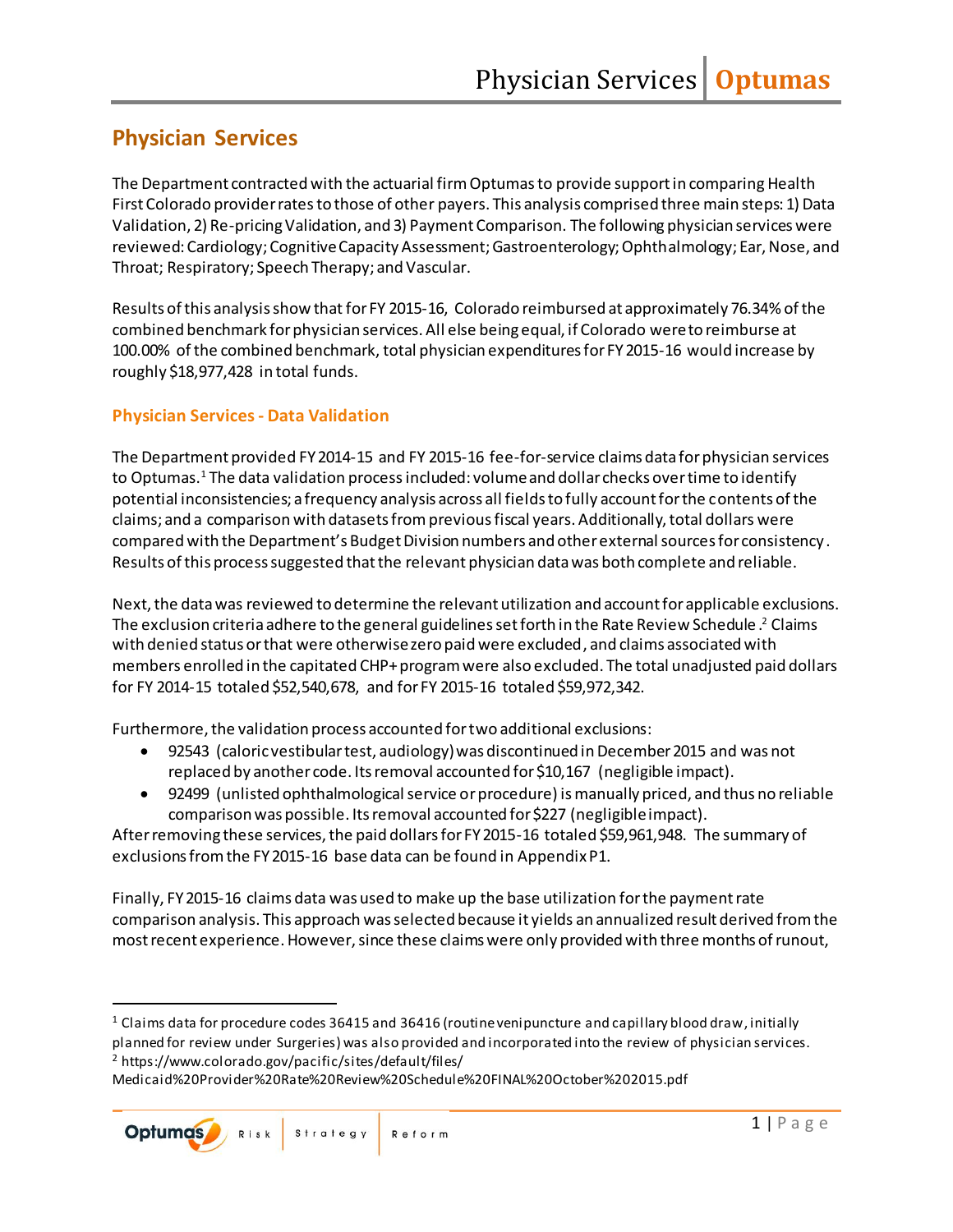## Physician Services

The Department contracted with the actuarial firm Optumas to provide support in comparing Health First Colorado provider rates to those of other payers. This analysis comprised three main steps: 1) Data Validation, 2) Re-pricing Validation, and 3) Payment Comparison. The following physician services were reviewed: Cardiology; Cognitive Capacity Assessment; Gastroenterology; Ophthalmology; Ear, Nose, and Throat; Respiratory; Speech Therapy; and Vascular.

Results of this analysis show that for FY 2015-16, Colorado reimbursed at approximately 76.34% of the combined benchmark for physician services. All else being equal, if Colorado were to reimburse at 100.00% of the combined benchmark, total physician expenditures for FY 2015-16 would increase by roughly $18,977,428 in total funds.

### Physician Services - Data Validation

The Department provided FY 2014-15 and FY 2015-16 fee-for-service claims data for physician services to Optumas.[1] The data validation process included: volume and dollar checks over time to identify potential inconsistencies; a frequency analysis across all fields to fully account for the contents of the claims; and a comparison with datasets from previous fiscal years. Additionally, total dollars were compared with the Department's Budget Division numbers and other external sources for consistency. Results of this process suggested that the relevant physician data was both complete and reliable.

Next, the data was reviewed to determine the relevant utilization and account for applicable exclusions. The exclusion criteria adhere to the general guidelines set forth in the Rate Review Schedule.[2] Claims with denied status or that were otherwise zero paid were excluded, and claims associated with members enrolled in the capitated CHP+ program were also excluded. The total unadjusted paid dollars for FY 2014-15 totaled $52,540,678, and for FY 2015-16 totaled $59,972,342.

Furthermore, the validation process accounted for two additional exclusions:

- 92543 (caloric vestibular test, audiology) was discontinued in December 2015 and was not replaced by another code. Its removal accounted for $10,167 (negligible impact).
- 92499 (unlisted ophthalmological service or procedure) is manually priced, and thus no reliable comparison was possible. Its removal accounted for $227 (negligible impact).

After removing these services, the paid dollars for FY 2015-16 totaled $59,961,948. The summary of exclusions from the FY 2015-16 base data can be found in Appendix P1.

Finally, FY 2015-16 claims data was used to make up the base utilization for the payment rate comparison analysis. This approach was selected because it yields an annualized result derived from the most recent experience. However, since these claims were only provided with three months of runout,

---

[1] Claims data for procedure codes 36415 and 36416 (routine venipuncture and capillary blood draw, initially planned for review under Surgeries) was also provided and incorporated into the review of physician services.

[2] https://www.colorado.gov/pacific/sites/default/files/Medicaid%20Provider%20Rate%20Review%20Schedule%20FINAL%20October%202015.pdf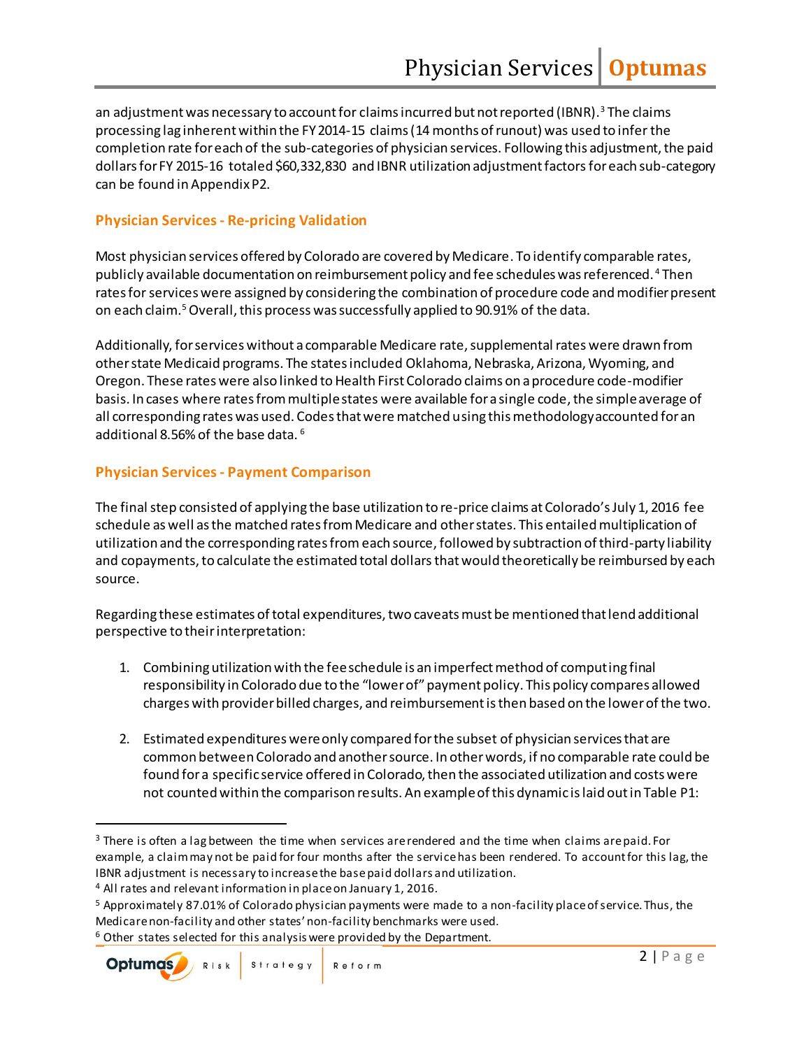an adjustment was necessary to account for claims incurred but not reported (IBNR).[3] The claims processing lag inherent within the FY 2014-15 claims (14 months of runout) was used to infer the completion rate for each of the sub-categories of physician services. Following this adjustment, the paid dollars for FY 2015-16 totaled $60,332,830 and IBNR utilization adjustment factors for each sub-category can be found in Appendix P2.

## Physician Services - Re-pricing Validation

Most physician services offered by Colorado are covered by Medicare. To identify comparable rates, publicly available documentation on reimbursement policy and fee schedules was referenced.[4] Then rates for services were assigned by considering the combination of procedure code and modifier present on each claim.[5] Overall, this process was successfully applied to 90.91% of the data.

Additionally, for services without a comparable Medicare rate, supplemental rates were drawn from other state Medicaid programs. The states included Oklahoma, Nebraska, Arizona, Wyoming, and Oregon. These rates were also linked to Health First Colorado claims on a procedure code-modifier basis. In cases where rates from multiple states were available for a single code, the simple average of all corresponding rates was used. Codes that were matched using this methodology accounted for an additional 8.56% of the base data.[6]

## Physician Services - Payment Comparison

The final step consisted of applying the base utilization to re-price claims at Colorado's July 1, 2016 fee schedule as well as the matched rates from Medicare and other states. This entailed multiplication of utilization and the corresponding rates from each source, followed by subtraction of third-party liability and copayments, to calculate the estimated total dollars that would theoretically be reimbursed by each source.

Regarding these estimates of total expenditures, two caveats must be mentioned that lend additional perspective to their interpretation:

1. Combining utilization with the fee schedule is an imperfect method of computing final responsibility in Colorado due to the "lower of" payment policy. This policy compares allowed charges with provider billed charges, and reimbursement is then based on the lower of the two.

2. Estimated expenditures were only compared for the subset of physician services that are common between Colorado and another source. In other words, if no comparable rate could be found for a specific service offered in Colorado, then the associated utilization and costs were not counted within the comparison results. An example of this dynamic is laid out in Table P1:

---

[3] There is often a lag between the time when services are rendered and the time when claims are paid. For example, a claim may not be paid for four months after the service has been rendered. To account for this lag, the IBNR adjustment is necessary to increase the base paid dollars and utilization.

[4] All rates and relevant information in place on January 1, 2016.

[5] Approximately 87.01% of Colorado physician payments were made to a non-facility place of service. Thus, the Medicare non-facility and other states' non-facility benchmarks were used.

[6] Other states selected for this analysis were provided by the Department.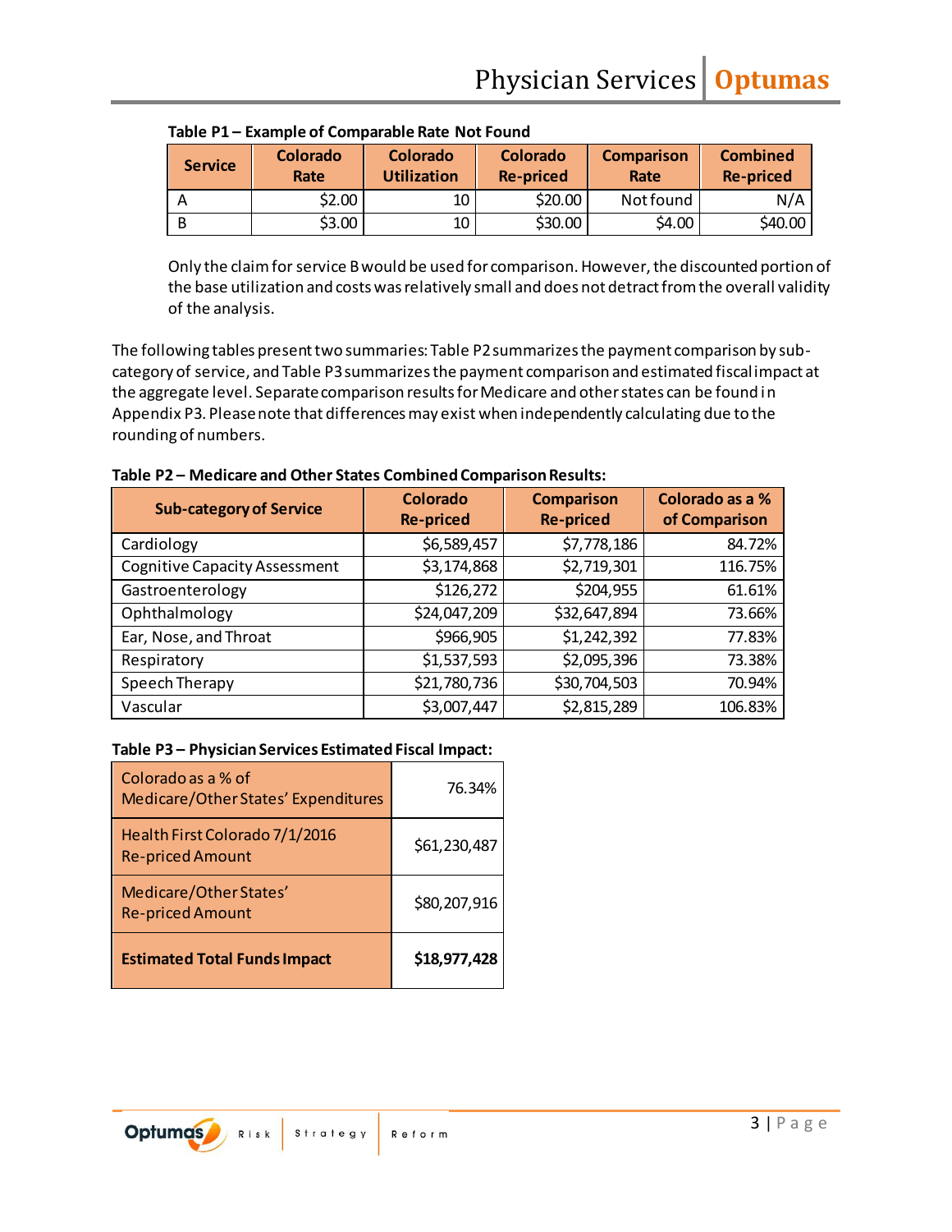**Table P1 – Example of Comparable Rate Not Found**

| Service | Colorado Rate | Colorado Utilization | Colorado Re-priced | Comparison Rate | Combined Re-priced |
|---|---|---|---|---|---|
| A | $2.00 | 10 | $20.00 | Not found | N/A |
| B | $3.00 | 10 | $30.00 | $4.00 | $40.00 |

Only the claim for service B would be used for comparison. However, the discounted portion of the base utilization and costs was relatively small and does not detract from the overall validity of the analysis.

The following tables present two summaries: Table P2 summarizes the payment comparison by sub-category of service, and Table P3 summarizes the payment comparison and estimated fiscal impact at the aggregate level. Separate comparison results for Medicare and other states can be found in Appendix P3. Please note that differences may exist when independently calculating due to the rounding of numbers.

**Table P2 – Medicare and Other States Combined Comparison Results:**

| Sub-category of Service | Colorado Re-priced | Comparison Re-priced | Colorado as a % of Comparison |
|---|---|---|---|
| Cardiology | $6,589,457 | $7,778,186 | 84.72% |
| Cognitive Capacity Assessment | $3,174,868 | $2,719,301 | 116.75% |
| Gastroenterology | $126,272 | $204,955 | 61.61% |
| Ophthalmology | $24,047,209 | $32,647,894 | 73.66% |
| Ear, Nose, and Throat | $966,905 | $1,242,392 | 77.83% |
| Respiratory | $1,537,593 | $2,095,396 | 73.38% |
| Speech Therapy | $21,780,736 | $30,704,503 | 70.94% |
| Vascular | $3,007,447 | $2,815,289 | 106.83% |

**Table P3 – Physician Services Estimated Fiscal Impact:**

| | |
|---|---|
| Colorado as a % of Medicare/Other States' Expenditures | 76.34% |
| Health First Colorado 7/1/2016 Re-priced Amount | $61,230,487 |
| Medicare/Other States' Re-priced Amount | $80,207,916 |
| **Estimated Total Funds Impact** | **$18,977,428** |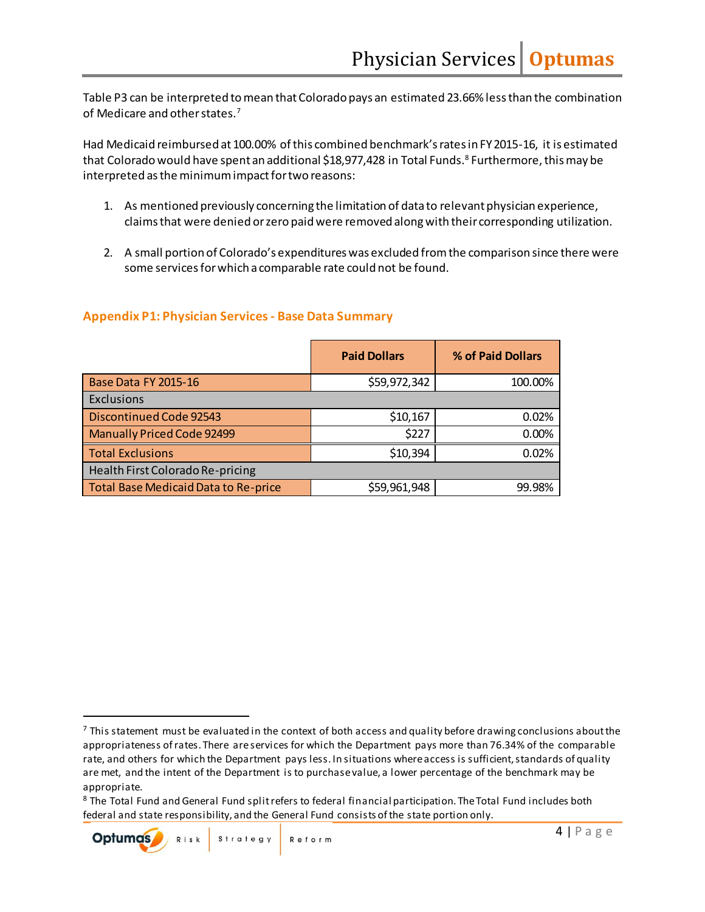Table P3 can be interpreted to mean that Colorado pays an estimated 23.66% less than the combination of Medicare and other states.[7]

Had Medicaid reimbursed at 100.00% of this combined benchmark's rates in FY 2015-16, it is estimated that Colorado would have spent an additional $18,977,428 in Total Funds.[8] Furthermore, this may be interpreted as the minimum impact for two reasons:

1. As mentioned previously concerning the limitation of data to relevant physician experience, claims that were denied or zero paid were removed along with their corresponding utilization.

2. A small portion of Colorado's expenditures was excluded from the comparison since there were some services for which a comparable rate could not be found.

### Appendix P1: Physician Services - Base Data Summary

| | Paid Dollars | % of Paid Dollars |
|---|---|---|
| Base Data FY 2015-16 | $59,972,342 | 100.00% |
| Exclusions | | |
| Discontinued Code 92543 | $10,167 | 0.02% |
| Manually Priced Code 92499 | $227 | 0.00% |
| Total Exclusions | $10,394 | 0.02% |
| Health First Colorado Re-pricing | | |
| Total Base Medicaid Data to Re-price | $59,961,948 | 99.98% |

---

[7] This statement must be evaluated in the context of both access and quality before drawing conclusions about the appropriateness of rates. There are services for which the Department pays more than 76.34% of the comparable rate, and others for which the Department pays less. In situations where access is sufficient, standards of quality are met, and the intent of the Department is to purchase value, a lower percentage of the benchmark may be appropriate.

[8] The Total Fund and General Fund split refers to federal financial participation. The Total Fund includes both federal and state responsibility, and the General Fund consists of the state portion only.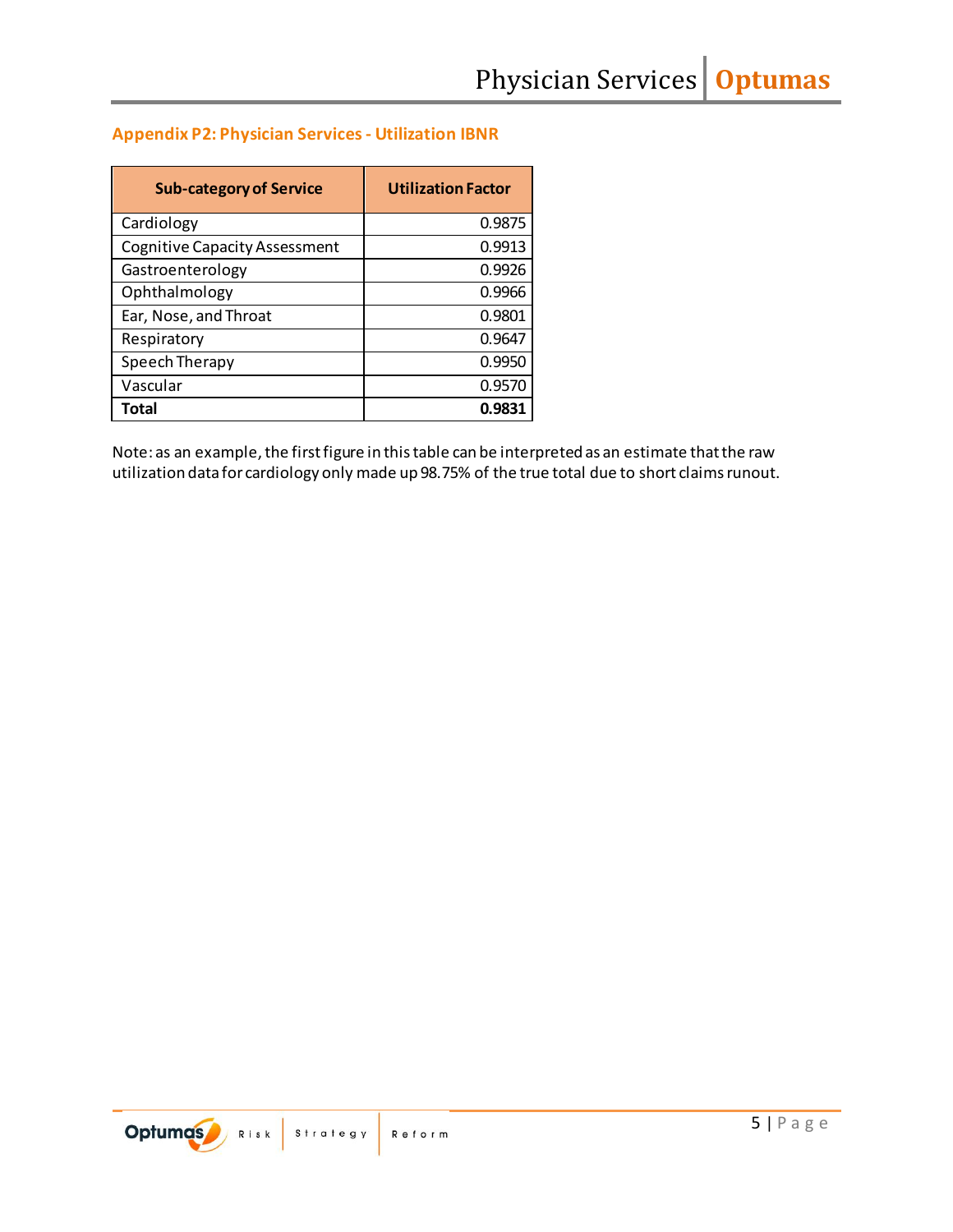## Appendix P2: Physician Services - Utilization IBNR

| Sub-category of Service | Utilization Factor |
| --- | ---: |
| Cardiology | 0.9875 |
| Cognitive Capacity Assessment | 0.9913 |
| Gastroenterology | 0.9926 |
| Ophthalmology | 0.9966 |
| Ear, Nose, and Throat | 0.9801 |
| Respiratory | 0.9647 |
| Speech Therapy | 0.9950 |
| Vascular | 0.9570 |
| **Total** | **0.9831** |

Note: as an example, the first figure in this table can be interpreted as an estimate that the raw utilization data for cardiology only made up 98.75% of the true total due to short claims runout.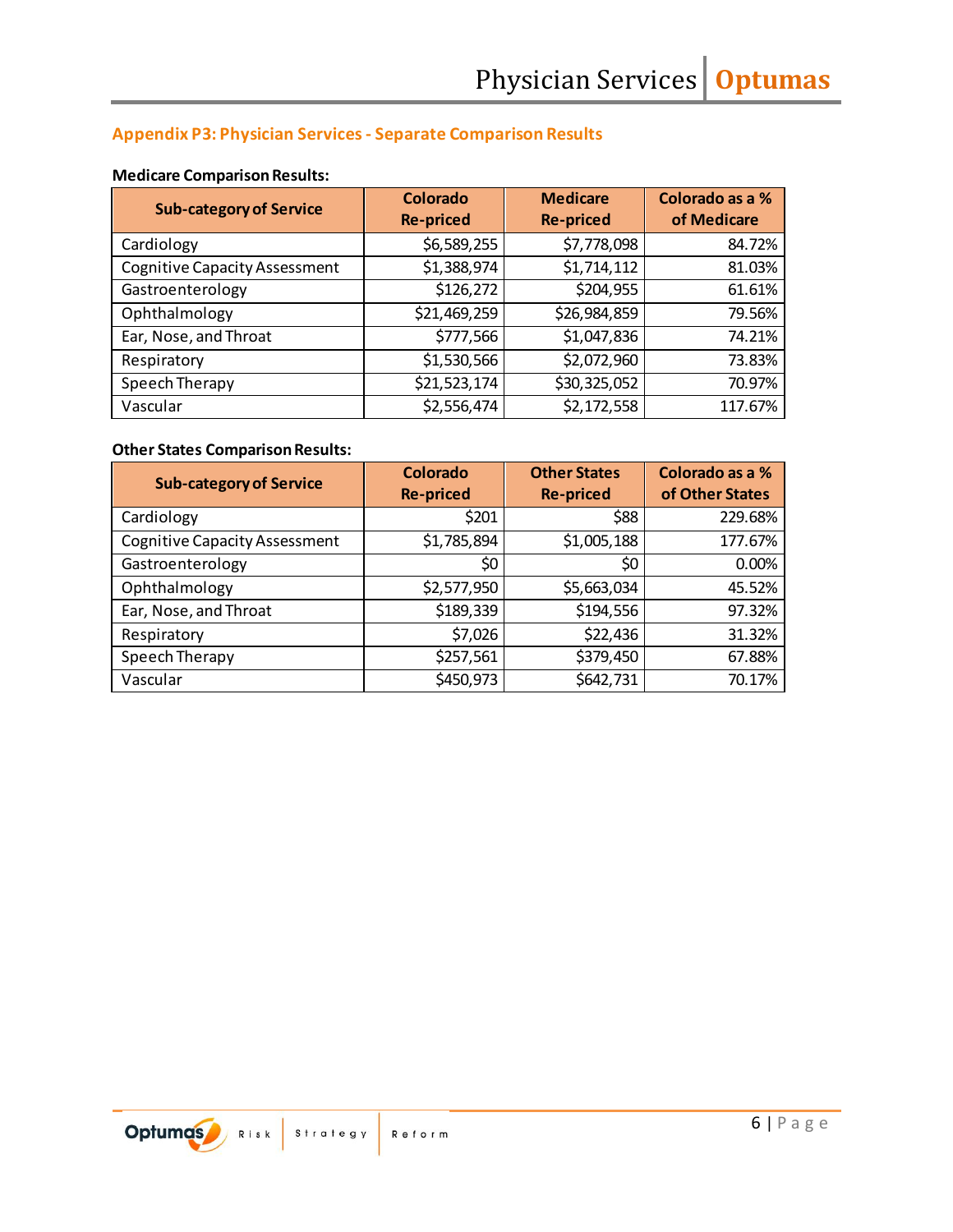## Appendix P3: Physician Services - Separate Comparison Results

**Medicare Comparison Results:**

| Sub-category of Service | Colorado Re-priced | Medicare Re-priced | Colorado as a % of Medicare |
|---|---|---|---|
| Cardiology | $6,589,255 | $7,778,098 | 84.72% |
| Cognitive Capacity Assessment | $1,388,974 | $1,714,112 | 81.03% |
| Gastroenterology | $126,272 | $204,955 | 61.61% |
| Ophthalmology | $21,469,259 | $26,984,859 | 79.56% |
| Ear, Nose, and Throat | $777,566 | $1,047,836 | 74.21% |
| Respiratory | $1,530,566 | $2,072,960 | 73.83% |
| Speech Therapy | $21,523,174 | $30,325,052 | 70.97% |
| Vascular | $2,556,474 | $2,172,558 | 117.67% |

**Other States Comparison Results:**

| Sub-category of Service | Colorado Re-priced | Other States Re-priced | Colorado as a % of Other States |
|---|---|---|---|
| Cardiology | $201 | $88 | 229.68% |
| Cognitive Capacity Assessment | $1,785,894 | $1,005,188 | 177.67% |
| Gastroenterology | $0 | $0 | 0.00% |
| Ophthalmology | $2,577,950 | $5,663,034 | 45.52% |
| Ear, Nose, and Throat | $189,339 | $194,556 | 97.32% |
| Respiratory | $7,026 | $22,436 | 31.32% |
| Speech Therapy | $257,561 | $379,450 | 67.88% |
| Vascular | $450,973 | $642,731 | 70.17% |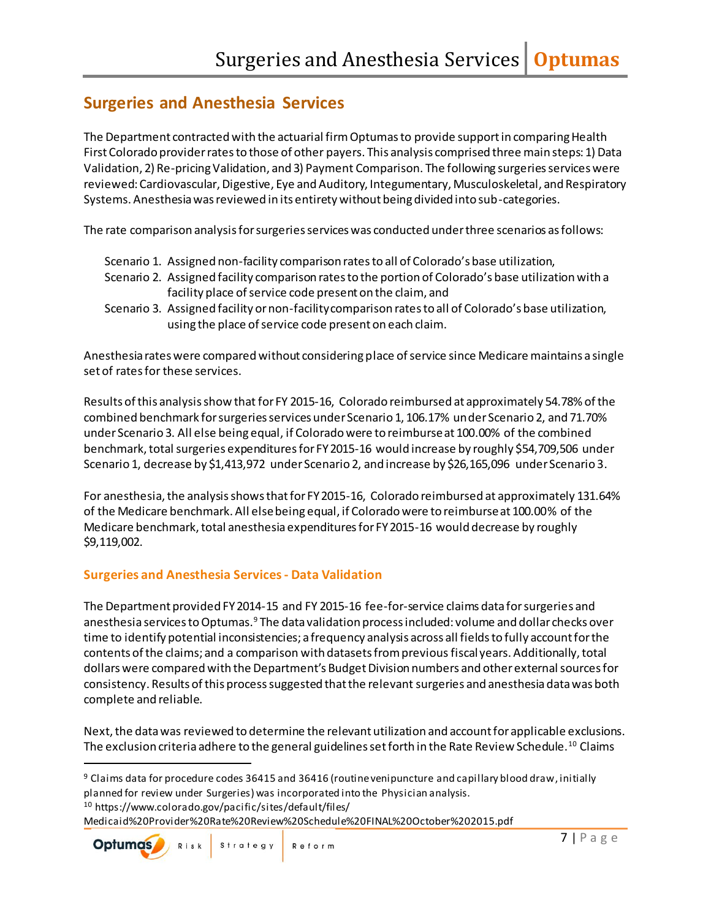## Surgeries and Anesthesia Services

The Department contracted with the actuarial firm Optumas to provide support in comparing Health First Colorado provider rates to those of other payers. This analysis comprised three main steps: 1) Data Validation, 2) Re-pricing Validation, and 3) Payment Comparison. The following surgeries services were reviewed: Cardiovascular, Digestive, Eye and Auditory, Integumentary, Musculoskeletal, and Respiratory Systems. Anesthesia was reviewed in its entirety without being divided into sub-categories.

The rate comparison analysis for surgeries services was conducted under three scenarios as follows:

- Scenario 1. Assigned non-facility comparison rates to all of Colorado's base utilization,
- Scenario 2. Assigned facility comparison rates to the portion of Colorado's base utilization with a facility place of service code present on the claim, and
- Scenario 3. Assigned facility or non-facility comparison rates to all of Colorado's base utilization, using the place of service code present on each claim.

Anesthesia rates were compared without considering place of service since Medicare maintains a single set of rates for these services.

Results of this analysis show that for FY 2015-16, Colorado reimbursed at approximately 54.78% of the combined benchmark for surgeries services under Scenario 1, 106.17% under Scenario 2, and 71.70% under Scenario 3. All else being equal, if Colorado were to reimburse at 100.00% of the combined benchmark, total surgeries expenditures for FY 2015-16 would increase by roughly $54,709,506 under Scenario 1, decrease by $1,413,972 under Scenario 2, and increase by $26,165,096 under Scenario 3.

For anesthesia, the analysis shows that for FY 2015-16, Colorado reimbursed at approximately 131.64% of the Medicare benchmark. All else being equal, if Colorado were to reimburse at 100.00% of the Medicare benchmark, total anesthesia expenditures for FY 2015-16 would decrease by roughly $9,119,002.

### Surgeries and Anesthesia Services - Data Validation

The Department provided FY 2014-15 and FY 2015-16 fee-for-service claims data for surgeries and anesthesia services to Optumas.[9] The data validation process included: volume and dollar checks over time to identify potential inconsistencies; a frequency analysis across all fields to fully account for the contents of the claims; and a comparison with datasets from previous fiscal years. Additionally, total dollars were compared with the Department's Budget Division numbers and other external sources for consistency. Results of this process suggested that the relevant surgeries and anesthesia data was both complete and reliable.

Next, the data was reviewed to determine the relevant utilization and account for applicable exclusions. The exclusion criteria adhere to the general guidelines set forth in the Rate Review Schedule.[10] Claims

---

[9] Claims data for procedure codes 36415 and 36416 (routine venipuncture and capillary blood draw, initially planned for review under Surgeries) was incorporated into the Physician analysis.

[10] https://www.colorado.gov/pacific/sites/default/files/Medicaid%20Provider%20Rate%20Review%20Schedule%20FINAL%20October%202015.pdf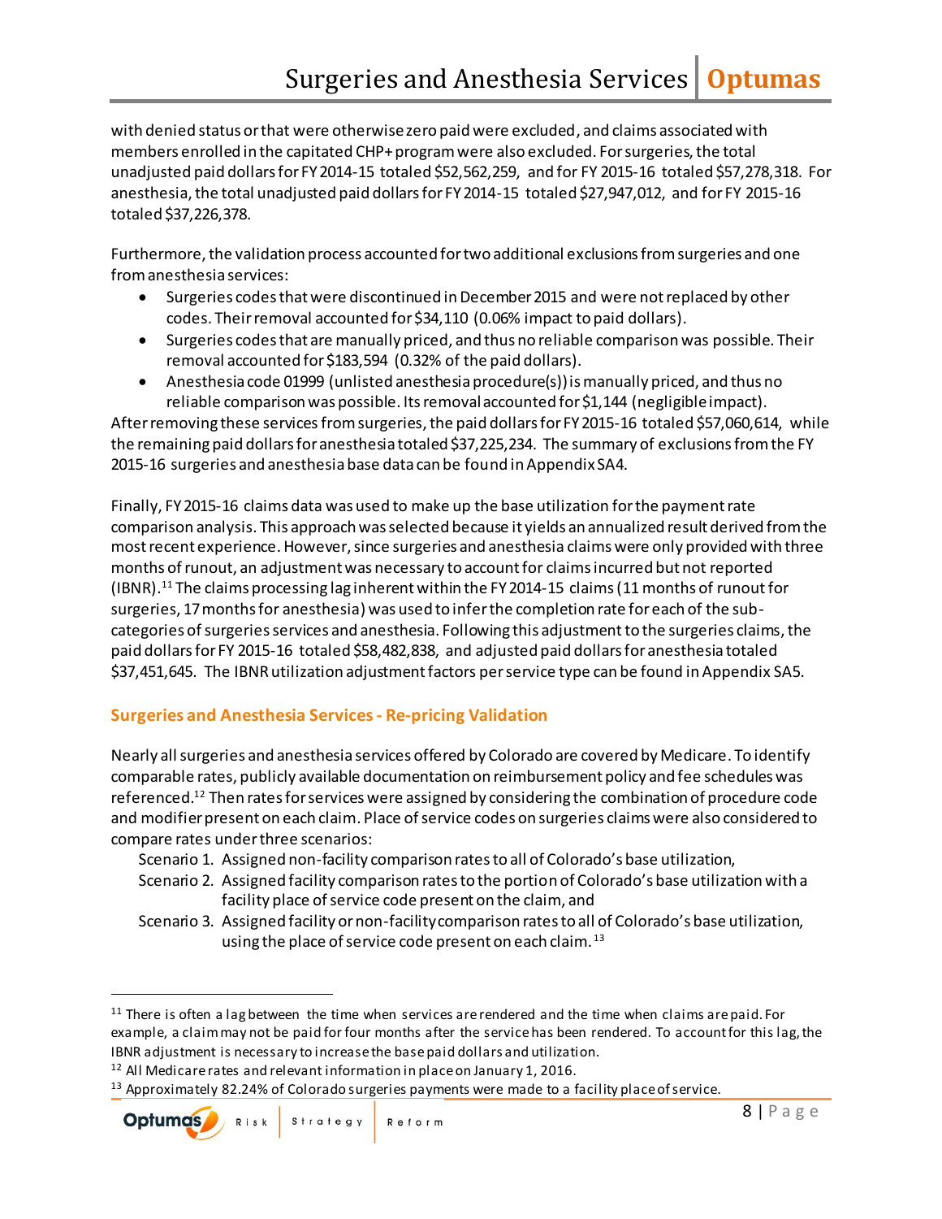with denied status or that were otherwise zero paid were excluded, and claims associated with members enrolled in the capitated CHP+ program were also excluded. For surgeries, the total unadjusted paid dollars for FY 2014-15 totaled $52,562,259, and for FY 2015-16 totaled $57,278,318. For anesthesia, the total unadjusted paid dollars for FY 2014-15 totaled $27,947,012, and for FY 2015-16 totaled $37,226,378.

Furthermore, the validation process accounted for two additional exclusions from surgeries and one from anesthesia services:

- Surgeries codes that were discontinued in December 2015 and were not replaced by other codes. Their removal accounted for $34,110 (0.06% impact to paid dollars).
- Surgeries codes that are manually priced, and thus no reliable comparison was possible. Their removal accounted for $183,594 (0.32% of the paid dollars).
- Anesthesia code 01999 (unlisted anesthesia procedure(s)) is manually priced, and thus no reliable comparison was possible. Its removal accounted for $1,144 (negligible impact).

After removing these services from surgeries, the paid dollars for FY 2015-16 totaled $57,060,614, while the remaining paid dollars for anesthesia totaled $37,225,234. The summary of exclusions from the FY 2015-16 surgeries and anesthesia base data can be found in Appendix SA4.

Finally, FY 2015-16 claims data was used to make up the base utilization for the payment rate comparison analysis. This approach was selected because it yields an annualized result derived from the most recent experience. However, since surgeries and anesthesia claims were only provided with three months of runout, an adjustment was necessary to account for claims incurred but not reported (IBNR).[11] The claims processing lag inherent within the FY 2014-15 claims (11 months of runout for surgeries, 17 months for anesthesia) was used to infer the completion rate for each of the sub-categories of surgeries services and anesthesia. Following this adjustment to the surgeries claims, the paid dollars for FY 2015-16 totaled $58,482,838, and adjusted paid dollars for anesthesia totaled $37,451,645. The IBNR utilization adjustment factors per service type can be found in Appendix SA5.

## Surgeries and Anesthesia Services - Re-pricing Validation

Nearly all surgeries and anesthesia services offered by Colorado are covered by Medicare. To identify comparable rates, publicly available documentation on reimbursement policy and fee schedules was referenced.[12] Then rates for services were assigned by considering the combination of procedure code and modifier present on each claim. Place of service codes on surgeries claims were also considered to compare rates under three scenarios:

Scenario 1. Assigned non-facility comparison rates to all of Colorado's base utilization,

Scenario 2. Assigned facility comparison rates to the portion of Colorado's base utilization with a facility place of service code present on the claim, and

Scenario 3. Assigned facility or non-facility comparison rates to all of Colorado's base utilization, using the place of service code present on each claim.[13]

---

[11] There is often a lag between the time when services are rendered and the time when claims are paid. For example, a claim may not be paid for four months after the service has been rendered. To account for this lag, the IBNR adjustment is necessary to increase the base paid dollars and utilization.

[12] All Medicare rates and relevant information in place on January 1, 2016.

[13] Approximately 82.24% of Colorado surgeries payments were made to a facility place of service.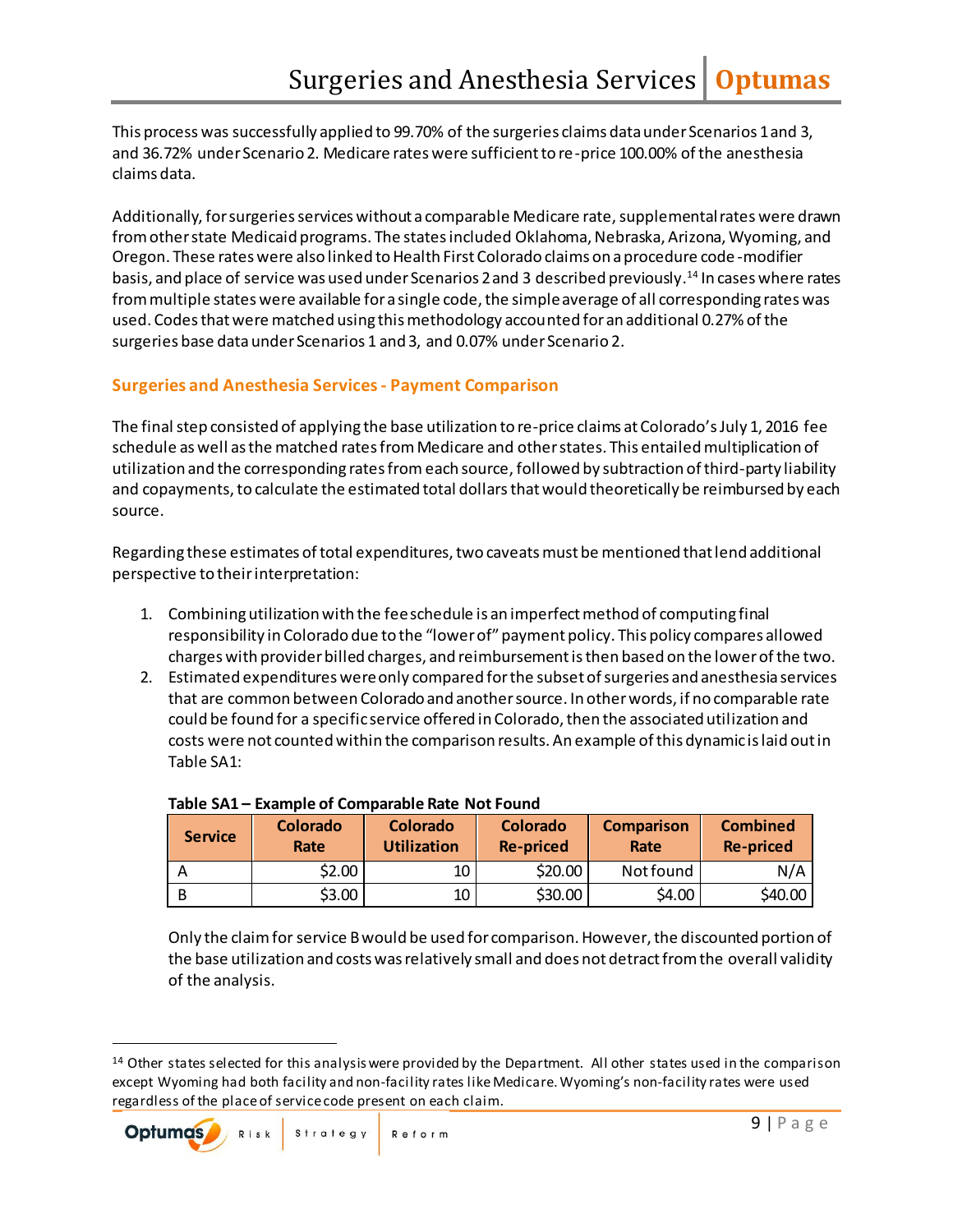This process was successfully applied to 99.70% of the surgeries claims data under Scenarios 1 and 3, and 36.72% under Scenario 2. Medicare rates were sufficient to re-price 100.00% of the anesthesia claims data.

Additionally, for surgeries services without a comparable Medicare rate, supplemental rates were drawn from other state Medicaid programs. The states included Oklahoma, Nebraska, Arizona, Wyoming, and Oregon. These rates were also linked to Health First Colorado claims on a procedure code-modifier basis, and place of service was used under Scenarios 2 and 3 described previously.[14] In cases where rates from multiple states were available for a single code, the simple average of all corresponding rates was used. Codes that were matched using this methodology accounted for an additional 0.27% of the surgeries base data under Scenarios 1 and 3, and 0.07% under Scenario 2.

### Surgeries and Anesthesia Services - Payment Comparison

The final step consisted of applying the base utilization to re-price claims at Colorado's July 1, 2016 fee schedule as well as the matched rates from Medicare and other states. This entailed multiplication of utilization and the corresponding rates from each source, followed by subtraction of third-party liability and copayments, to calculate the estimated total dollars that would theoretically be reimbursed by each source.

Regarding these estimates of total expenditures, two caveats must be mentioned that lend additional perspective to their interpretation:

1. Combining utilization with the fee schedule is an imperfect method of computing final responsibility in Colorado due to the "lower of" payment policy. This policy compares allowed charges with provider billed charges, and reimbursement is then based on the lower of the two.
2. Estimated expenditures were only compared for the subset of surgeries and anesthesia services that are common between Colorado and another source. In other words, if no comparable rate could be found for a specific service offered in Colorado, then the associated utilization and costs were not counted within the comparison results. An example of this dynamic is laid out in Table SA1:

**Table SA1 – Example of Comparable Rate Not Found**

| Service | Colorado Rate | Colorado Utilization | Colorado Re-priced | Comparison Rate | Combined Re-priced |
|---|---|---|---|---|---|
| A | $2.00 | 10 | $20.00 | Not found | N/A |
| B | $3.00 | 10 | $30.00 | $4.00 | $40.00 |

Only the claim for service B would be used for comparison. However, the discounted portion of the base utilization and costs was relatively small and does not detract from the overall validity of the analysis.

[14] Other states selected for this analysis were provided by the Department. All other states used in the comparison except Wyoming had both facility and non-facility rates like Medicare. Wyoming's non-facility rates were used regardless of the place of service code present on each claim.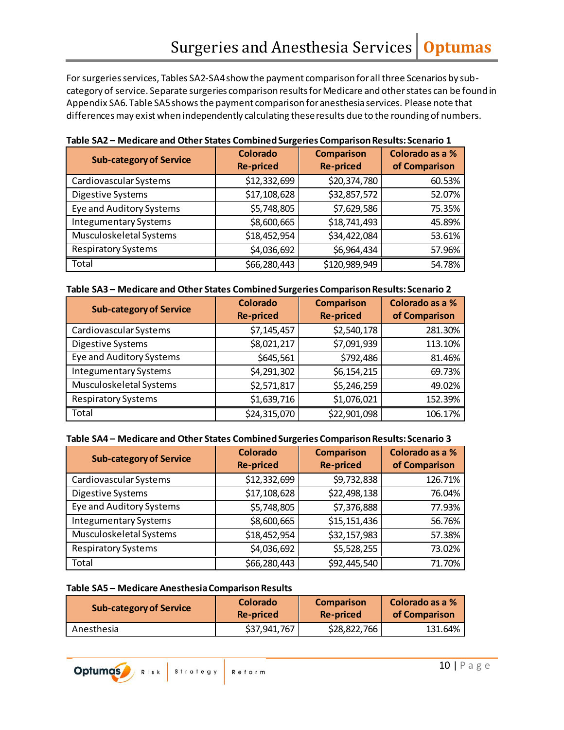For surgeries services, Tables SA2-SA4 show the payment comparison for all three Scenarios by sub-category of service. Separate surgeries comparison results for Medicare and other states can be found in Appendix SA6. Table SA5 shows the payment comparison for anesthesia services. Please note that differences may exist when independently calculating these results due to the rounding of numbers.

**Table SA2 – Medicare and Other States Combined Surgeries Comparison Results: Scenario 1**

| Sub-category of Service | Colorado Re-priced | Comparison Re-priced | Colorado as a % of Comparison |
|---|---|---|---|
| Cardiovascular Systems | $12,332,699 | $20,374,780 | 60.53% |
| Digestive Systems | $17,108,628 | $32,857,572 | 52.07% |
| Eye and Auditory Systems | $5,748,805 | $7,629,586 | 75.35% |
| Integumentary Systems | $8,600,665 | $18,741,493 | 45.89% |
| Musculoskeletal Systems | $18,452,954 | $34,422,084 | 53.61% |
| Respiratory Systems | $4,036,692 | $6,964,434 | 57.96% |
| Total | $66,280,443 | $120,989,949 | 54.78% |

**Table SA3 – Medicare and Other States Combined Surgeries Comparison Results: Scenario 2**

| Sub-category of Service | Colorado Re-priced | Comparison Re-priced | Colorado as a % of Comparison |
|---|---|---|---|
| Cardiovascular Systems | $7,145,457 | $2,540,178 | 281.30% |
| Digestive Systems | $8,021,217 | $7,091,939 | 113.10% |
| Eye and Auditory Systems | $645,561 | $792,486 | 81.46% |
| Integumentary Systems | $4,291,302 | $6,154,215 | 69.73% |
| Musculoskeletal Systems | $2,571,817 | $5,246,259 | 49.02% |
| Respiratory Systems | $1,639,716 | $1,076,021 | 152.39% |
| Total | $24,315,070 | $22,901,098 | 106.17% |

**Table SA4 – Medicare and Other States Combined Surgeries Comparison Results: Scenario 3**

| Sub-category of Service | Colorado Re-priced | Comparison Re-priced | Colorado as a % of Comparison |
|---|---|---|---|
| Cardiovascular Systems | $12,332,699 | $9,732,838 | 126.71% |
| Digestive Systems | $17,108,628 | $22,498,138 | 76.04% |
| Eye and Auditory Systems | $5,748,805 | $7,376,888 | 77.93% |
| Integumentary Systems | $8,600,665 | $15,151,436 | 56.76% |
| Musculoskeletal Systems | $18,452,954 | $32,157,983 | 57.38% |
| Respiratory Systems | $4,036,692 | $5,528,255 | 73.02% |
| Total | $66,280,443 | $92,445,540 | 71.70% |

**Table SA5 – Medicare Anesthesia Comparison Results**

| Sub-category of Service | Colorado Re-priced | Comparison Re-priced | Colorado as a % of Comparison |
|---|---|---|---|
| Anesthesia | $37,941,767 | $28,822,766 | 131.64% |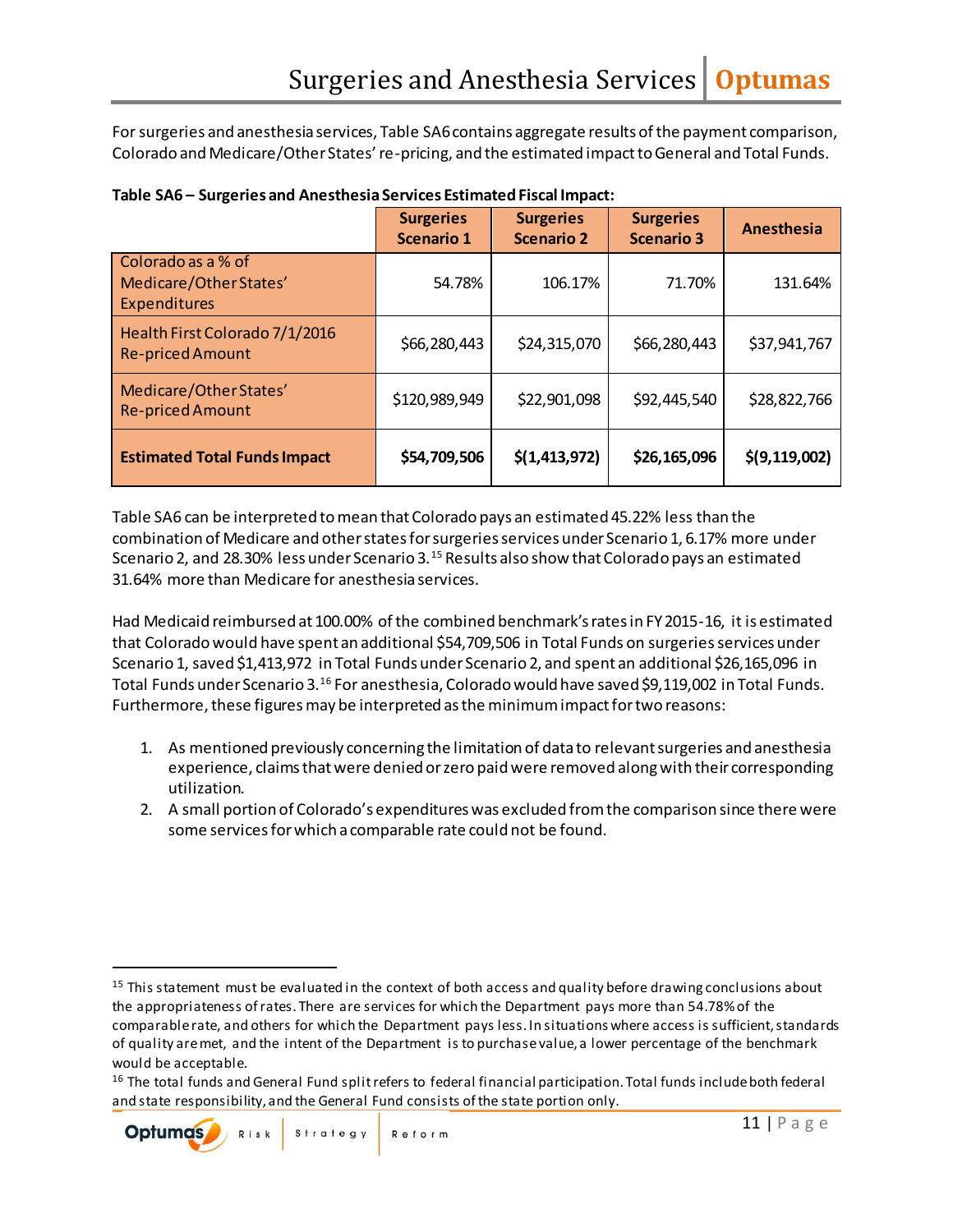For surgeries and anesthesia services, Table SA6 contains aggregate results of the payment comparison, Colorado and Medicare/Other States' re-pricing, and the estimated impact to General and Total Funds.

**Table SA6 – Surgeries and Anesthesia Services Estimated Fiscal Impact:**

| | Surgeries Scenario 1 | Surgeries Scenario 2 | Surgeries Scenario 3 | Anesthesia |
|---|---|---|---|---|
| Colorado as a % of Medicare/Other States' Expenditures | 54.78% | 106.17% | 71.70% | 131.64% |
| Health First Colorado 7/1/2016 Re-priced Amount | $66,280,443 | $24,315,070 | $66,280,443 | $37,941,767 |
| Medicare/Other States' Re-priced Amount | $120,989,949 | $22,901,098 | $92,445,540 | $28,822,766 |
| **Estimated Total Funds Impact** | **$54,709,506** | **$(1,413,972)** | **$26,165,096** | **$(9,119,002)** |

Table SA6 can be interpreted to mean that Colorado pays an estimated 45.22% less than the combination of Medicare and other states for surgeries services under Scenario 1, 6.17% more under Scenario 2, and 28.30% less under Scenario 3.[15] Results also show that Colorado pays an estimated 31.64% more than Medicare for anesthesia services.

Had Medicaid reimbursed at 100.00% of the combined benchmark's rates in FY 2015-16, it is estimated that Colorado would have spent an additional $54,709,506 in Total Funds on surgeries services under Scenario 1, saved $1,413,972 in Total Funds under Scenario 2, and spent an additional $26,165,096 in Total Funds under Scenario 3.[16] For anesthesia, Colorado would have saved $9,119,002 in Total Funds. Furthermore, these figures may be interpreted as the minimum impact for two reasons:

1. As mentioned previously concerning the limitation of data to relevant surgeries and anesthesia experience, claims that were denied or zero paid were removed along with their corresponding utilization.
2. A small portion of Colorado's expenditures was excluded from the comparison since there were some services for which a comparable rate could not be found.

[15] This statement must be evaluated in the context of both access and quality before drawing conclusions about the appropriateness of rates. There are services for which the Department pays more than 54.78% of the comparable rate, and others for which the Department pays less. In situations where access is sufficient, standards of quality are met, and the intent of the Department is to purchase value, a lower percentage of the benchmark would be acceptable.

[16] The total funds and General Fund split refers to federal financial participation. Total funds include both federal and state responsibility, and the General Fund consists of the state portion only.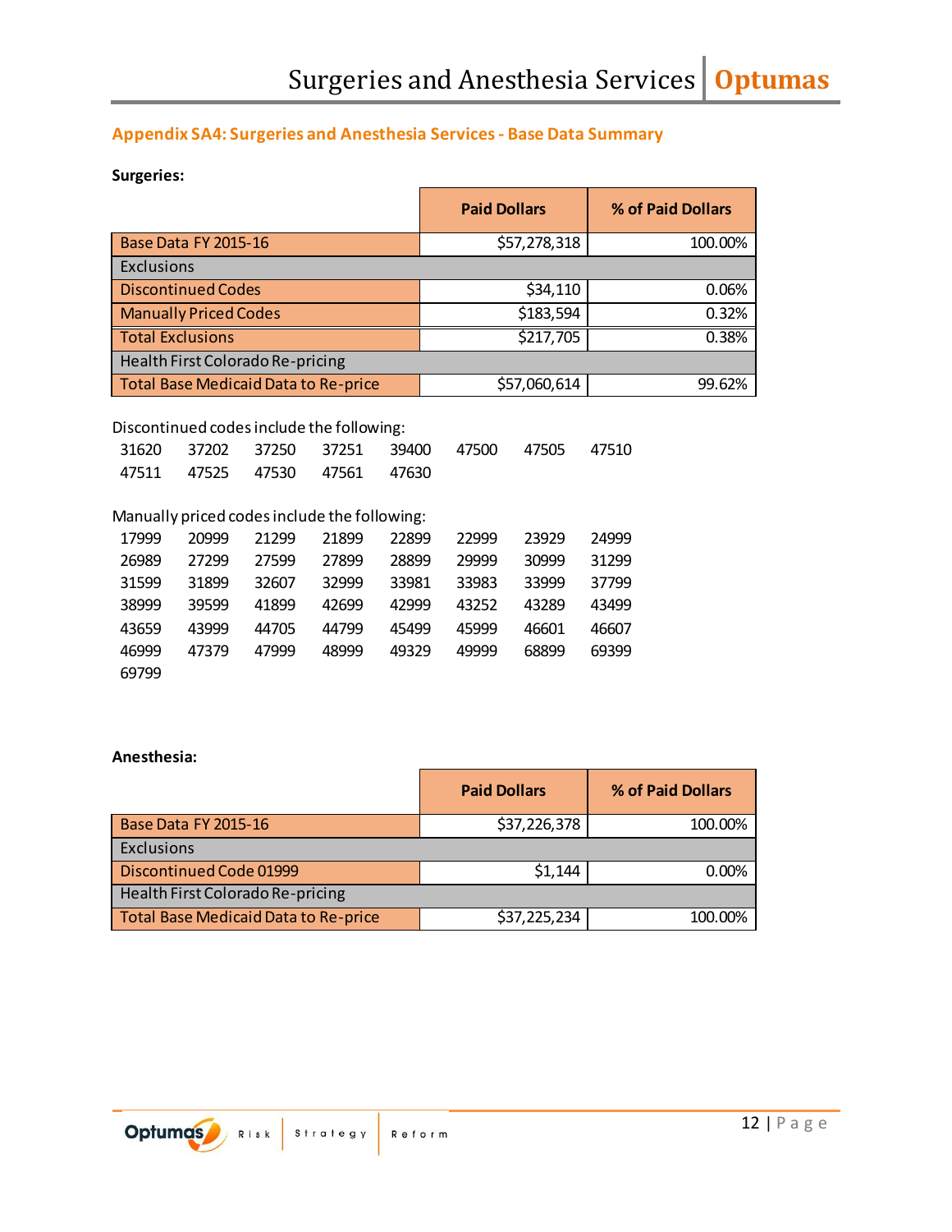## Appendix SA4: Surgeries and Anesthesia Services - Base Data Summary

**Surgeries:**

| | Paid Dollars | % of Paid Dollars |
|---|---|---|
| Base Data FY 2015-16 | $57,278,318 | 100.00% |
| Exclusions | | |
| Discontinued Codes | $34,110 | 0.06% |
| Manually Priced Codes | $183,594 | 0.32% |
| Total Exclusions | $217,705 | 0.38% |
| Health First Colorado Re-pricing | | |
| Total Base Medicaid Data to Re-price | $57,060,614 | 99.62% |

Discontinued codes include the following:

| | | | | | | | |
|---|---|---|---|---|---|---|---|
| 31620 | 37202 | 37250 | 37251 | 39400 | 47500 | 47505 | 47510 |
| 47511 | 47525 | 47530 | 47561 | 47630 | | | |

Manually priced codes include the following:

| | | | | | | | |
|---|---|---|---|---|---|---|---|
| 17999 | 20999 | 21299 | 21899 | 22899 | 22999 | 23929 | 24999 |
| 26989 | 27299 | 27599 | 27899 | 28899 | 29999 | 30999 | 31299 |
| 31599 | 31899 | 32607 | 32999 | 33981 | 33983 | 33999 | 37799 |
| 38999 | 39599 | 41899 | 42699 | 42999 | 43252 | 43289 | 43499 |
| 43659 | 43999 | 44705 | 44799 | 45499 | 45999 | 46601 | 46607 |
| 46999 | 47379 | 47999 | 48999 | 49329 | 49999 | 68899 | 69399 |
| 69799 | | | | | | | |

**Anesthesia:**

| | Paid Dollars | % of Paid Dollars |
|---|---|---|
| Base Data FY 2015-16 | $37,226,378 | 100.00% |
| Exclusions | | |
| Discontinued Code 01999 | $1,144 | 0.00% |
| Health First Colorado Re-pricing | | |
| Total Base Medicaid Data to Re-price | $37,225,234 | 100.00% |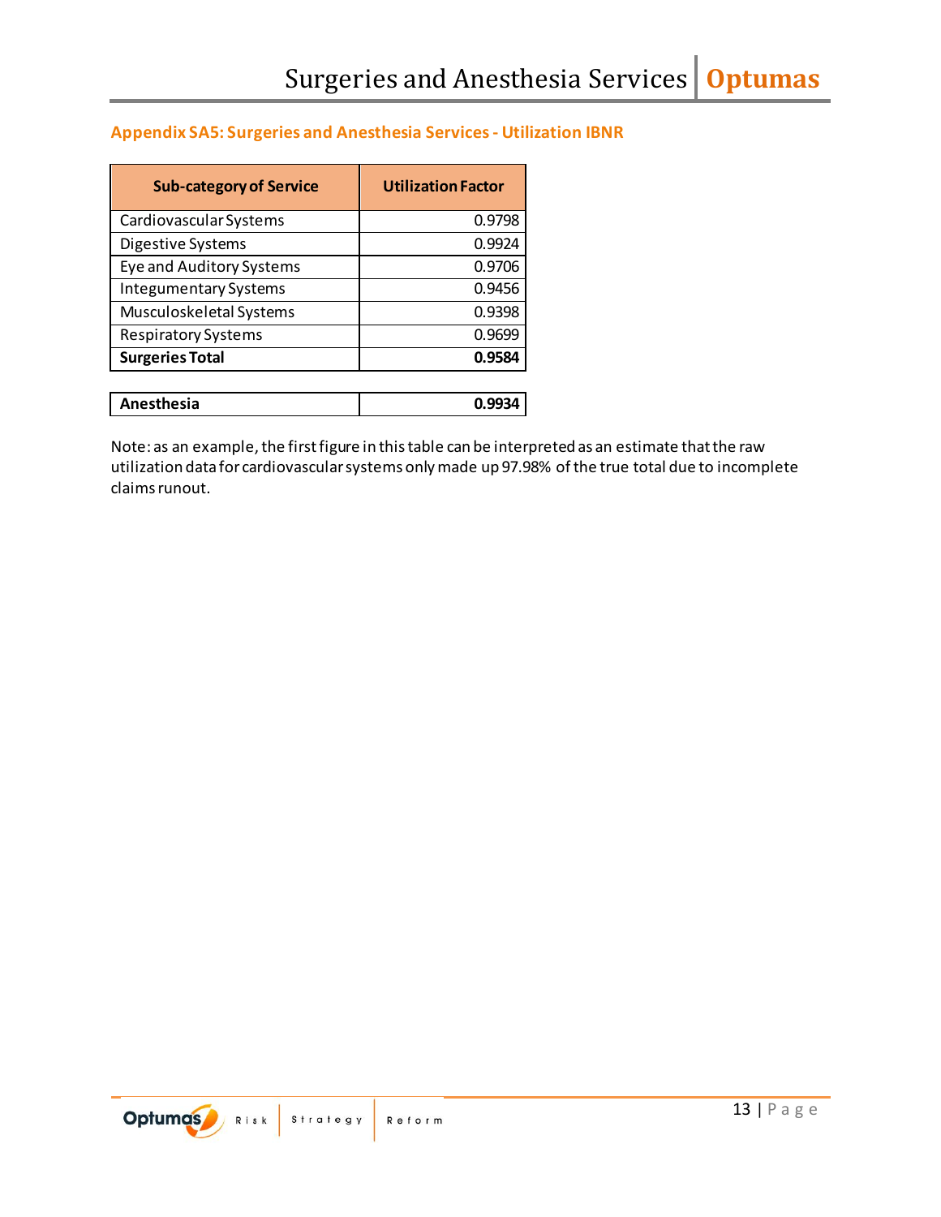## Appendix SA5: Surgeries and Anesthesia Services - Utilization IBNR

| Sub-category of Service | Utilization Factor |
|---|---|
| Cardiovascular Systems | 0.9798 |
| Digestive Systems | 0.9924 |
| Eye and Auditory Systems | 0.9706 |
| Integumentary Systems | 0.9456 |
| Musculoskeletal Systems | 0.9398 |
| Respiratory Systems | 0.9699 |
| **Surgeries Total** | **0.9584** |

| | |
|---|---|
| **Anesthesia** | **0.9934** |

Note: as an example, the first figure in this table can be interpreted as an estimate that the raw utilization data for cardiovascular systems only made up 97.98% of the true total due to incomplete claims runout.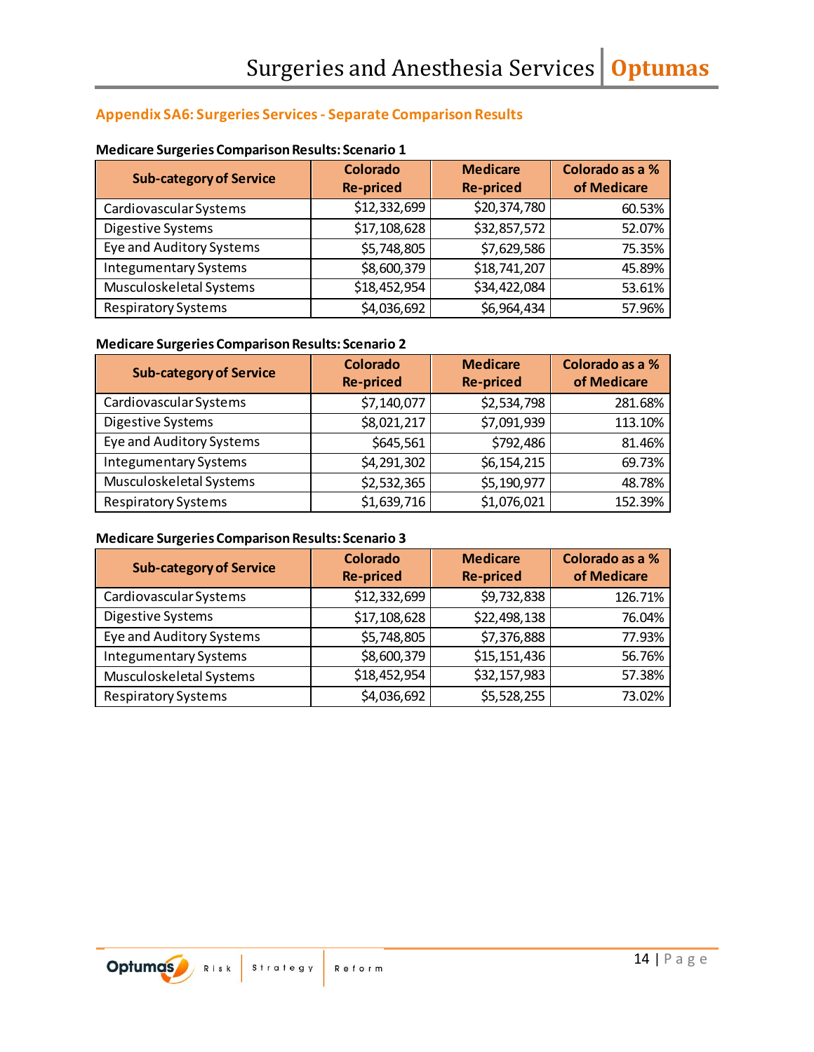## Appendix SA6: Surgeries Services - Separate Comparison Results

**Medicare Surgeries Comparison Results: Scenario 1**

| Sub-category of Service | Colorado Re-priced | Medicare Re-priced | Colorado as a % of Medicare |
|---|---|---|---|
| Cardiovascular Systems | $12,332,699 | $20,374,780 | 60.53% |
| Digestive Systems | $17,108,628 | $32,857,572 | 52.07% |
| Eye and Auditory Systems | $5,748,805 | $7,629,586 | 75.35% |
| Integumentary Systems | $8,600,379 | $18,741,207 | 45.89% |
| Musculoskeletal Systems | $18,452,954 | $34,422,084 | 53.61% |
| Respiratory Systems | $4,036,692 | $6,964,434 | 57.96% |

**Medicare Surgeries Comparison Results: Scenario 2**

| Sub-category of Service | Colorado Re-priced | Medicare Re-priced | Colorado as a % of Medicare |
|---|---|---|---|
| Cardiovascular Systems | $7,140,077 | $2,534,798 | 281.68% |
| Digestive Systems | $8,021,217 | $7,091,939 | 113.10% |
| Eye and Auditory Systems | $645,561 | $792,486 | 81.46% |
| Integumentary Systems | $4,291,302 | $6,154,215 | 69.73% |
| Musculoskeletal Systems | $2,532,365 | $5,190,977 | 48.78% |
| Respiratory Systems | $1,639,716 | $1,076,021 | 152.39% |

**Medicare Surgeries Comparison Results: Scenario 3**

| Sub-category of Service | Colorado Re-priced | Medicare Re-priced | Colorado as a % of Medicare |
|---|---|---|---|
| Cardiovascular Systems | $12,332,699 | $9,732,838 | 126.71% |
| Digestive Systems | $17,108,628 | $22,498,138 | 76.04% |
| Eye and Auditory Systems | $5,748,805 | $7,376,888 | 77.93% |
| Integumentary Systems | $8,600,379 | $15,151,436 | 56.76% |
| Musculoskeletal Systems | $18,452,954 | $32,157,983 | 57.38% |
| Respiratory Systems | $4,036,692 | $5,528,255 | 73.02% |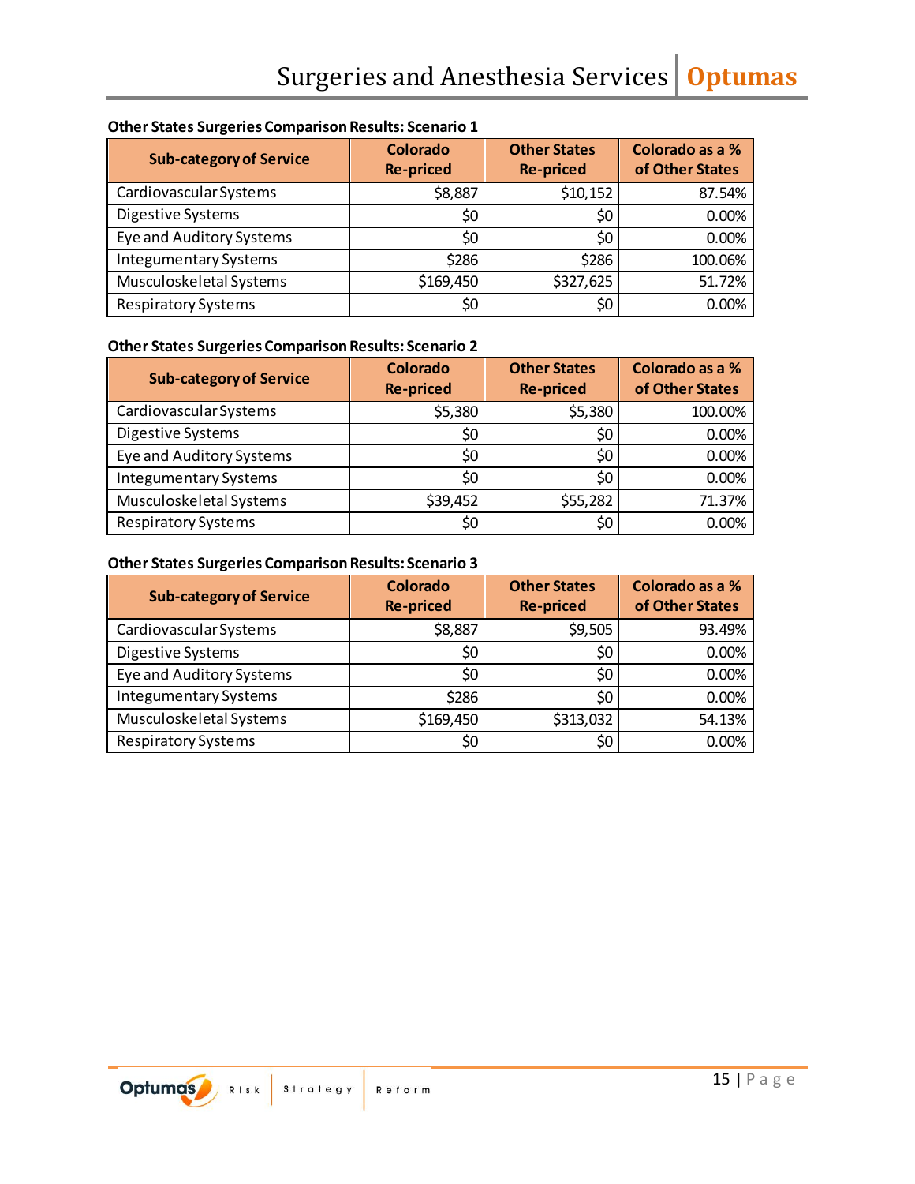**Other States Surgeries Comparison Results: Scenario 1**

| Sub-category of Service | Colorado Re-priced | Other States Re-priced | Colorado as a % of Other States |
|---|---|---|---|
| Cardiovascular Systems | $8,887 | $10,152 | 87.54% |
| Digestive Systems | $0 | $0 | 0.00% |
| Eye and Auditory Systems | $0 | $0 | 0.00% |
| Integumentary Systems | $286 | $286 | 100.06% |
| Musculoskeletal Systems | $169,450 | $327,625 | 51.72% |
| Respiratory Systems | $0 | $0 | 0.00% |

**Other States Surgeries Comparison Results: Scenario 2**

| Sub-category of Service | Colorado Re-priced | Other States Re-priced | Colorado as a % of Other States |
|---|---|---|---|
| Cardiovascular Systems | $5,380 | $5,380 | 100.00% |
| Digestive Systems | $0 | $0 | 0.00% |
| Eye and Auditory Systems | $0 | $0 | 0.00% |
| Integumentary Systems | $0 | $0 | 0.00% |
| Musculoskeletal Systems | $39,452 | $55,282 | 71.37% |
| Respiratory Systems | $0 | $0 | 0.00% |

**Other States Surgeries Comparison Results: Scenario 3**

| Sub-category of Service | Colorado Re-priced | Other States Re-priced | Colorado as a % of Other States |
|---|---|---|---|
| Cardiovascular Systems | $8,887 | $9,505 | 93.49% |
| Digestive Systems | $0 | $0 | 0.00% |
| Eye and Auditory Systems | $0 | $0 | 0.00% |
| Integumentary Systems | $286 | $0 | 0.00% |
| Musculoskeletal Systems | $169,450 | $313,032 | 54.13% |
| Respiratory Systems | $0 | $0 | 0.00% |